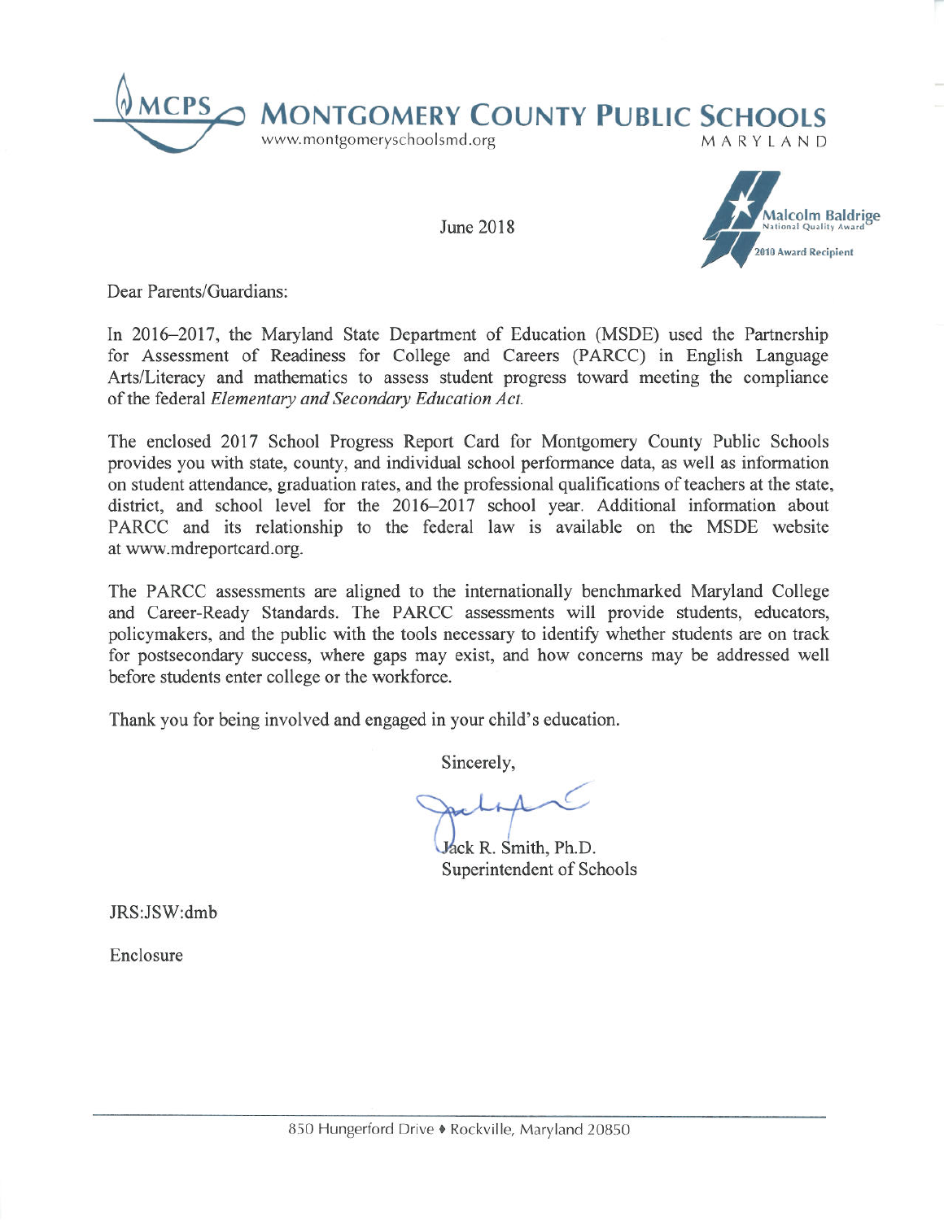# MCPS MONTGOMERY COUNTY PUBLIC SCHOOLS

www.montgomeryschoolsmd.org

MARYLAND

Malcolm Baldrige National Quality Award 2010 Award Recipient

June 2018

Dear Parents/Guardians:

In 2016–2017, the Maryland State Department of Education (MSDE) used the Partnership for Assessment of Readiness for College and Careers (PARCC) in English Language Arts/Literacy and mathematics to assess student progress toward meeting the compliance of the federal *Elementary and Secondary Education Act*.

The enclosed 2017 School Progress Report Card for Montgomery County Public Schools provides you with state, county, and individual school performance data, as well as information on student attendance, graduation rates, and the professional qualifications of teachers at the state, district, and school level for the 2016–2017 school year. Additional information about PARCC and its relationship to the federal law is available on the MSDE website at www.mdreportcard.org.

The PARCC assessments are aligned to the internationally benchmarked Maryland College and Career-Ready Standards. The PARCC assessments will provide students, educators, policymakers, and the public with the tools necessary to identify whether students are on track for postsecondary success, where gaps may exist, and how concerns may be addressed well before students enter college or the workforce.

Thank you for being involved and engaged in your child's education.

Sincerely,

Jack R. Smith, Ph.D.
Superintendent of Schools

JRS:JSW:dmb

Enclosure

850 Hungerford Drive ♦ Rockville, Maryland 20850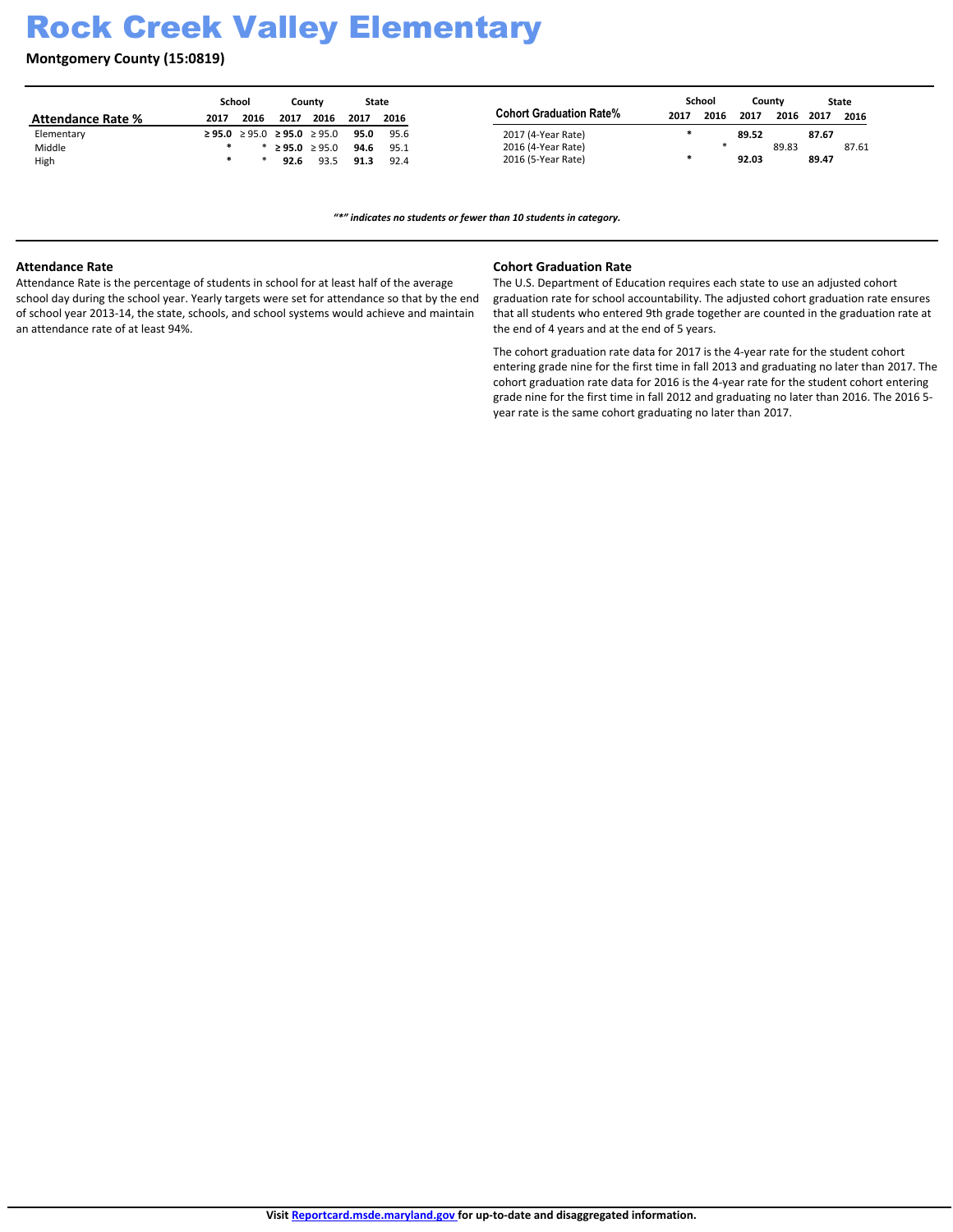# Rock Creek Valley Elementary

**Montgomery County (15:0819)**

| Attendance Rate % | School | | County | | State | |
|---|---|---|---|---|---|---|
| | 2017 | 2016 | 2017 | 2016 | 2017 | 2016 |
| Elementary | **≥ 95.0** | ≥ 95.0 | **≥ 95.0** | ≥ 95.0 | **95.0** | 95.6 |
| Middle | **\*** | * | **≥ 95.0** | ≥ 95.0 | **94.6** | 95.1 |
| High | **\*** | * | **92.6** | 93.5 | **91.3** | 92.4 |

| Cohort Graduation Rate% | School | | County | | State | |
|---|---|---|---|---|---|---|
| | 2017 | 2016 | 2017 | 2016 | 2017 | 2016 |
| 2017 (4-Year Rate) | **\*** | | **89.52** | | **87.67** | |
| 2016 (4-Year Rate) | | * | | 89.83 | | 87.61 |
| 2016 (5-Year Rate) | **\*** | | **92.03** | | **89.47** | |

***"\*" indicates no students or fewer than 10 students in category.***

### Attendance Rate

Attendance Rate is the percentage of students in school for at least half of the average school day during the school year. Yearly targets were set for attendance so that by the end of school year 2013-14, the state, schools, and school systems would achieve and maintain an attendance rate of at least 94%.

### Cohort Graduation Rate

The U.S. Department of Education requires each state to use an adjusted cohort graduation rate for school accountability. The adjusted cohort graduation rate ensures that all students who entered 9th grade together are counted in the graduation rate at the end of 4 years and at the end of 5 years.

The cohort graduation rate data for 2017 is the 4-year rate for the student cohort entering grade nine for the first time in fall 2013 and graduating no later than 2017. The cohort graduation rate data for 2016 is the 4-year rate for the student cohort entering grade nine for the first time in fall 2012 and graduating no later than 2016. The 2016 5-year rate is the same cohort graduating no later than 2017.

**Visit Reportcard.msde.maryland.gov for up-to-date and disaggregated information.**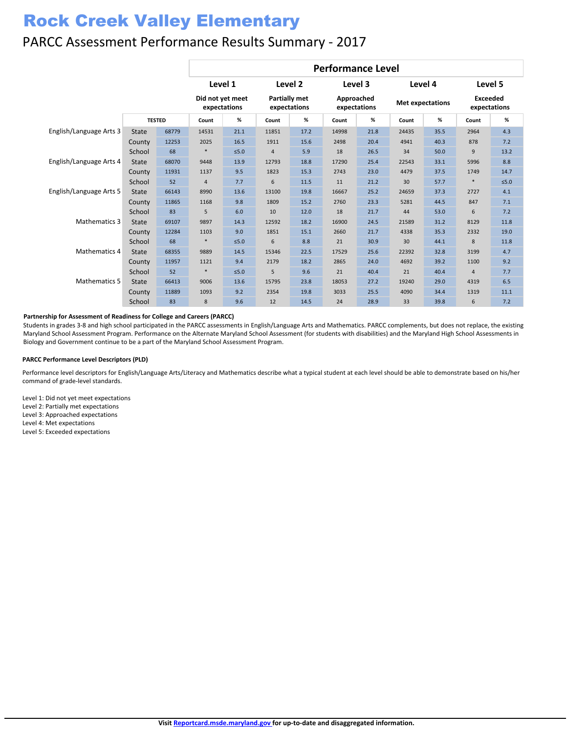# Rock Creek Valley Elementary

## PARCC Assessment Performance Results Summary - 2017

| | | | Performance Level | | | | | | | | | |
|---|---|---|---|---|---|---|---|---|---|---|---|---|
| | | | Level 1 | | Level 2 | | Level 3 | | Level 4 | | Level 5 | |
| | | | Did not yet meet expectations | | Partially met expectations | | Approached expectations | | Met expectations | | Exceeded expectations | |
| | | TESTED | Count | % | Count | % | Count | % | Count | % | Count | % |
| English/Language Arts 3 | State | 68779 | 14531 | 21.1 | 11851 | 17.2 | 14998 | 21.8 | 24435 | 35.5 | 2964 | 4.3 |
| | County | 12253 | 2025 | 16.5 | 1911 | 15.6 | 2498 | 20.4 | 4941 | 40.3 | 878 | 7.2 |
| | School | 68 | * | ≤5.0 | 4 | 5.9 | 18 | 26.5 | 34 | 50.0 | 9 | 13.2 |
| English/Language Arts 4 | State | 68070 | 9448 | 13.9 | 12793 | 18.8 | 17290 | 25.4 | 22543 | 33.1 | 5996 | 8.8 |
| | County | 11931 | 1137 | 9.5 | 1823 | 15.3 | 2743 | 23.0 | 4479 | 37.5 | 1749 | 14.7 |
| | School | 52 | 4 | 7.7 | 6 | 11.5 | 11 | 21.2 | 30 | 57.7 | * | ≤5.0 |
| English/Language Arts 5 | State | 66143 | 8990 | 13.6 | 13100 | 19.8 | 16667 | 25.2 | 24659 | 37.3 | 2727 | 4.1 |
| | County | 11865 | 1168 | 9.8 | 1809 | 15.2 | 2760 | 23.3 | 5281 | 44.5 | 847 | 7.1 |
| | School | 83 | 5 | 6.0 | 10 | 12.0 | 18 | 21.7 | 44 | 53.0 | 6 | 7.2 |
| Mathematics 3 | State | 69107 | 9897 | 14.3 | 12592 | 18.2 | 16900 | 24.5 | 21589 | 31.2 | 8129 | 11.8 |
| | County | 12284 | 1103 | 9.0 | 1851 | 15.1 | 2660 | 21.7 | 4338 | 35.3 | 2332 | 19.0 |
| | School | 68 | * | ≤5.0 | 6 | 8.8 | 21 | 30.9 | 30 | 44.1 | 8 | 11.8 |
| Mathematics 4 | State | 68355 | 9889 | 14.5 | 15346 | 22.5 | 17529 | 25.6 | 22392 | 32.8 | 3199 | 4.7 |
| | County | 11957 | 1121 | 9.4 | 2179 | 18.2 | 2865 | 24.0 | 4692 | 39.2 | 1100 | 9.2 |
| | School | 52 | * | ≤5.0 | 5 | 9.6 | 21 | 40.4 | 21 | 40.4 | 4 | 7.7 |
| Mathematics 5 | State | 66413 | 9006 | 13.6 | 15795 | 23.8 | 18053 | 27.2 | 19240 | 29.0 | 4319 | 6.5 |
| | County | 11889 | 1093 | 9.2 | 2354 | 19.8 | 3033 | 25.5 | 4090 | 34.4 | 1319 | 11.1 |
| | School | 83 | 8 | 9.6 | 12 | 14.5 | 24 | 28.9 | 33 | 39.8 | 6 | 7.2 |

**Partnership for Assessment of Readiness for College and Careers (PARCC)**

Students in grades 3-8 and high school participated in the PARCC assessments in English/Language Arts and Mathematics. PARCC complements, but does not replace, the existing Maryland School Assessment Program. Performance on the Alternate Maryland School Assessment (for students with disabilities) and the Maryland High School Assessments in Biology and Government continue to be a part of the Maryland School Assessment Program.

**PARCC Performance Level Descriptors (PLD)**

Performance level descriptors for English/Language Arts/Literacy and Mathematics describe what a typical student at each level should be able to demonstrate based on his/her command of grade-level standards.

Level 1: Did not yet meet expectations
Level 2: Partially met expectations
Level 3: Approached expectations
Level 4: Met expectations
Level 5: Exceeded expectations

**Visit Reportcard.msde.maryland.gov for up-to-date and disaggregated information.**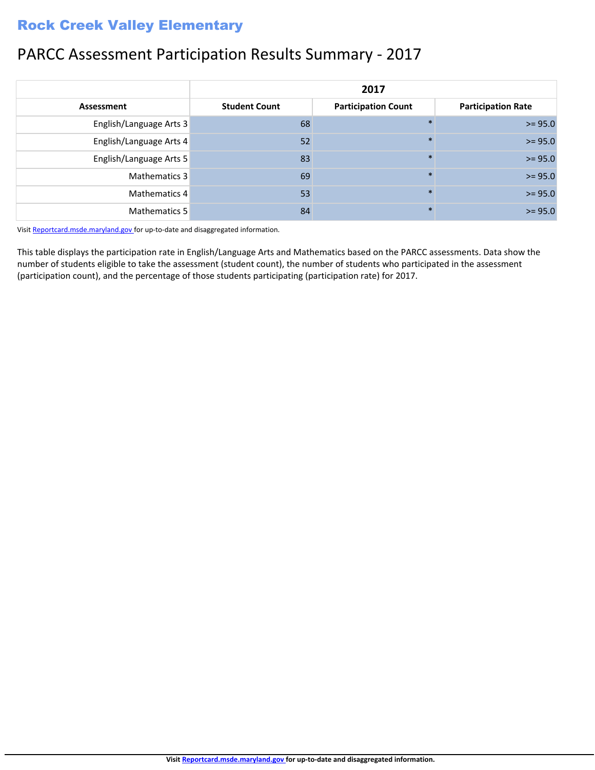# Rock Creek Valley Elementary

## PARCC Assessment Participation Results Summary - 2017

| | 2017 | | |
|---|---|---|---|
| Assessment | Student Count | Participation Count | Participation Rate |
| English/Language Arts 3 | 68 | * | >= 95.0 |
| English/Language Arts 4 | 52 | * | >= 95.0 |
| English/Language Arts 5 | 83 | * | >= 95.0 |
| Mathematics 3 | 69 | * | >= 95.0 |
| Mathematics 4 | 53 | * | >= 95.0 |
| Mathematics 5 | 84 | * | >= 95.0 |

Visit Reportcard.msde.maryland.gov for up-to-date and disaggregated information.

This table displays the participation rate in English/Language Arts and Mathematics based on the PARCC assessments. Data show the number of students eligible to take the assessment (student count), the number of students who participated in the assessment (participation count), and the percentage of those students participating (participation rate) for 2017.